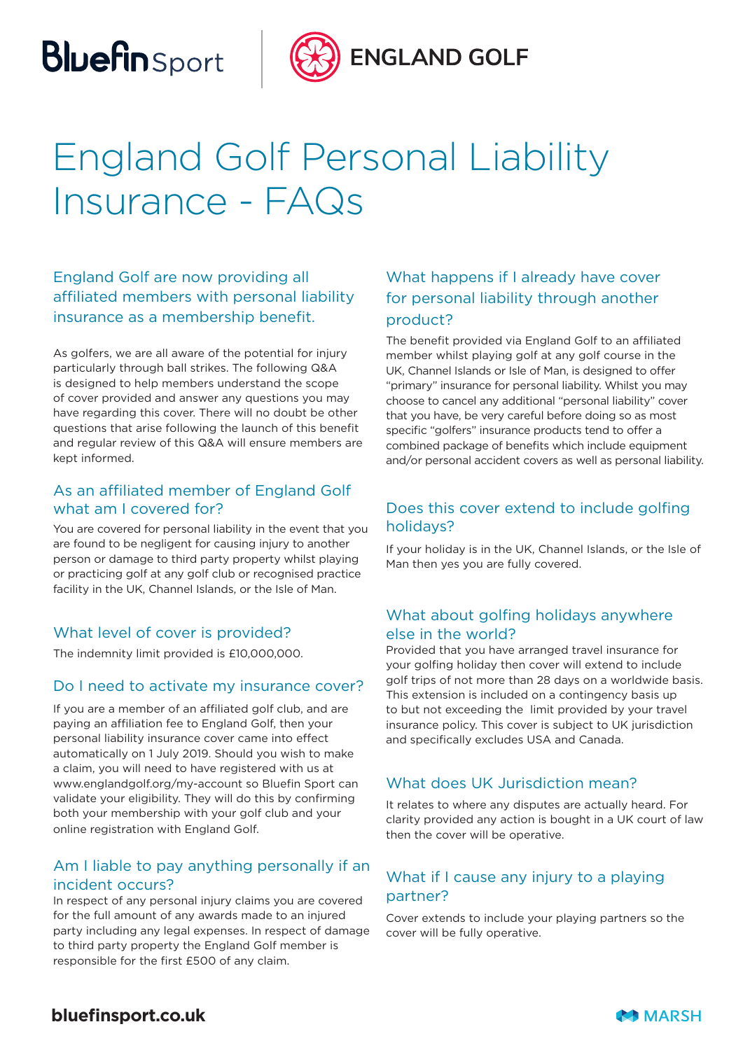# England Golf Personal Liability Insurance - FAQs

## England Golf are now providing all affiliated members with personal liability insurance as a membership benefit.

As golfers, we are all aware of the potential for injury particularly through ball strikes. The following Q&A is designed to help members understand the scope of cover provided and answer any questions you may have regarding this cover. There will no doubt be other questions that arise following the launch of this benefit and regular review of this Q&A will ensure members are kept informed.

### As an affiliated member of England Golf what am I covered for?

You are covered for personal liability in the event that you are found to be negligent for causing injury to another person or damage to third party property whilst playing or practicing golf at any golf club or recognised practice facility in the UK, Channel Islands, or the Isle of Man.

### What level of cover is provided?

The indemnity limit provided is £10,000,000.

### Do I need to activate my insurance cover?

If you are a member of an affiliated golf club, and are paying an affiliation fee to England Golf, then your personal liability insurance cover came into effect automatically on 1 July 2019. Should you wish to make a claim, you will need to have registered with us at www.englandgolf.org/my-account so Bluefin Sport can validate your eligibility. They will do this by confirming both your membership with your golf club and your online registration with England Golf.

### Am I liable to pay anything personally if an incident occurs?

In respect of any personal injury claims you are covered for the full amount of any awards made to an injured party including any legal expenses. In respect of damage to third party property the England Golf member is responsible for the first £500 of any claim.

### What happens if I already have cover for personal liability through another product?

The benefit provided via England Golf to an affiliated member whilst playing golf at any golf course in the UK, Channel Islands or Isle of Man, is designed to offer "primary" insurance for personal liability. Whilst you may choose to cancel any additional "personal liability" cover that you have, be very careful before doing so as most specific "golfers" insurance products tend to offer a combined package of benefits which include equipment and/or personal accident covers as well as personal liability.

### Does this cover extend to include golfing holidays?

If your holiday is in the UK, Channel Islands, or the Isle of Man then yes you are fully covered.

### What about golfing holidays anywhere else in the world?

Provided that you have arranged travel insurance for your golfing holiday then cover will extend to include golf trips of not more than 28 days on a worldwide basis. This extension is included on a contingency basis up to but not exceeding the limit provided by your travel insurance policy. This cover is subject to UK jurisdiction and specifically excludes USA and Canada.

### What does UK Jurisdiction mean?

It relates to where any disputes are actually heard. For clarity provided any action is bought in a UK court of law then the cover will be operative.

### What if I cause any injury to a playing partner?

Cover extends to include your playing partners so the cover will be fully operative.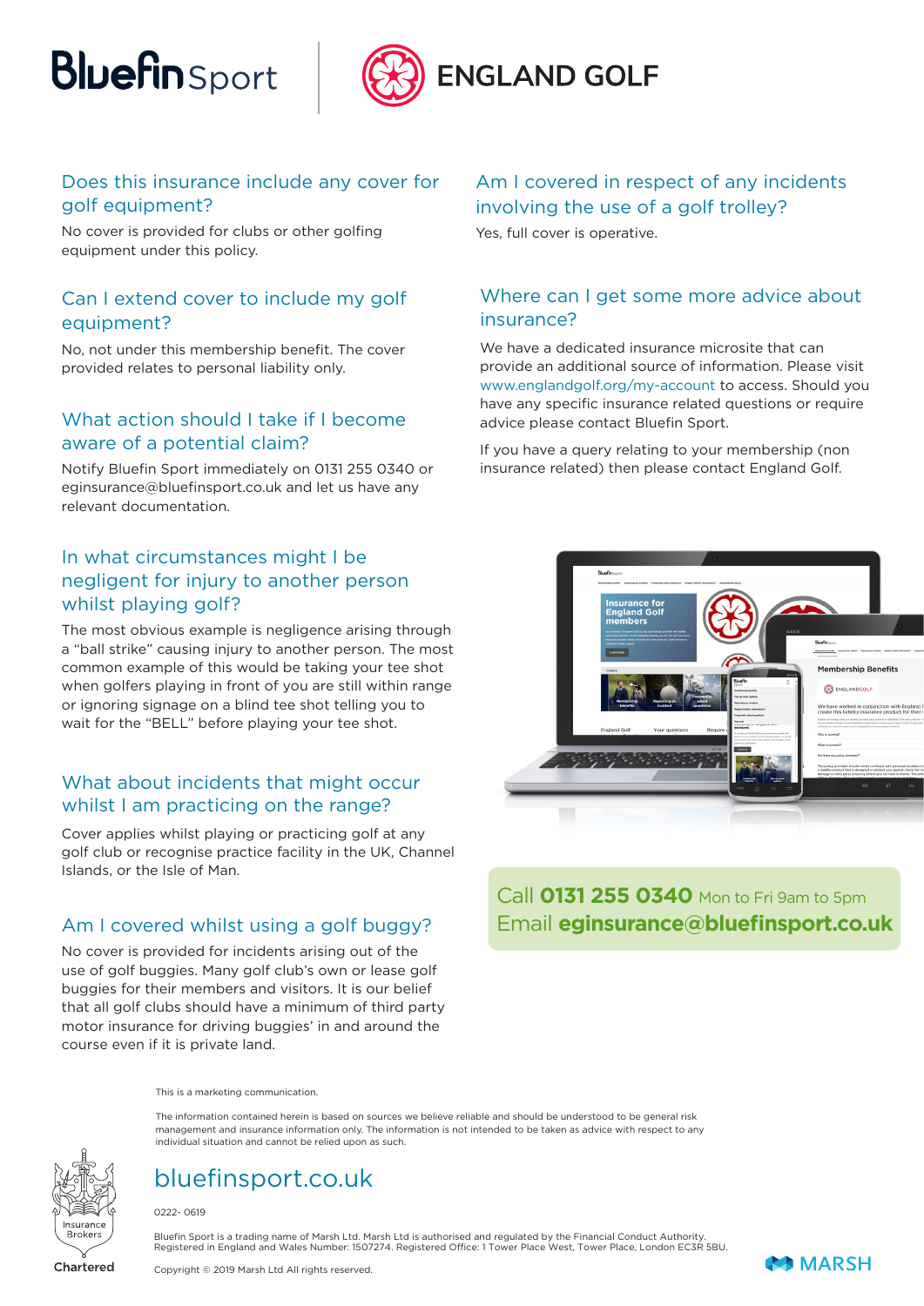Bluefin Sport | ENGLAND GOLF

## Does this insurance include any cover for golf equipment?

No cover is provided for clubs or other golfing equipment under this policy.

## Can I extend cover to include my golf equipment?

No, not under this membership benefit. The cover provided relates to personal liability only.

## What action should I take if I become aware of a potential claim?

Notify Bluefin Sport immediately on 0131 255 0340 or eginsurance@bluefinsport.co.uk and let us have any relevant documentation.

## In what circumstances might I be negligent for injury to another person whilst playing golf?

The most obvious example is negligence arising through a "ball strike" causing injury to another person. The most common example of this would be taking your tee shot when golfers playing in front of you are still within range or ignoring signage on a blind tee shot telling you to wait for the "BELL" before playing your tee shot.

## What about incidents that might occur whilst I am practicing on the range?

Cover applies whilst playing or practicing golf at any golf club or recognise practice facility in the UK, Channel Islands, or the Isle of Man.

## Am I covered whilst using a golf buggy?

No cover is provided for incidents arising out of the use of golf buggies. Many golf club's own or lease golf buggies for their members and visitors. It is our belief that all golf clubs should have a minimum of third party motor insurance for driving buggies' in and around the course even if it is private land.

## Am I covered in respect of any incidents involving the use of a golf trolley?

Yes, full cover is operative.

## Where can I get some more advice about insurance?

We have a dedicated insurance microsite that can provide an additional source of information. Please visit www.englandgolf.org/my-account to access. Should you have any specific insurance related questions or require advice please contact Bluefin Sport.

If you have a query relating to your membership (non insurance related) then please contact England Golf.

Call **0131 255 0340** Mon to Fri 9am to 5pm
Email **eginsurance@bluefinsport.co.uk**

This is a marketing communication.

The information contained herein is based on sources we believe reliable and should be understood to be general risk management and insurance information only. The information is not intended to be taken as advice with respect to any individual situation and cannot be relied upon as such.

Chartered Insurance Brokers

bluefinsport.co.uk

0222- 0619

Bluefin Sport is a trading name of Marsh Ltd. Marsh Ltd is authorised and regulated by the Financial Conduct Authority.
Registered in England and Wales Number: 1507274. Registered Office: 1 Tower Place West, Tower Place, London EC3R 5BU.

Copyright © 2019 Marsh Ltd All rights reserved.

MARSH